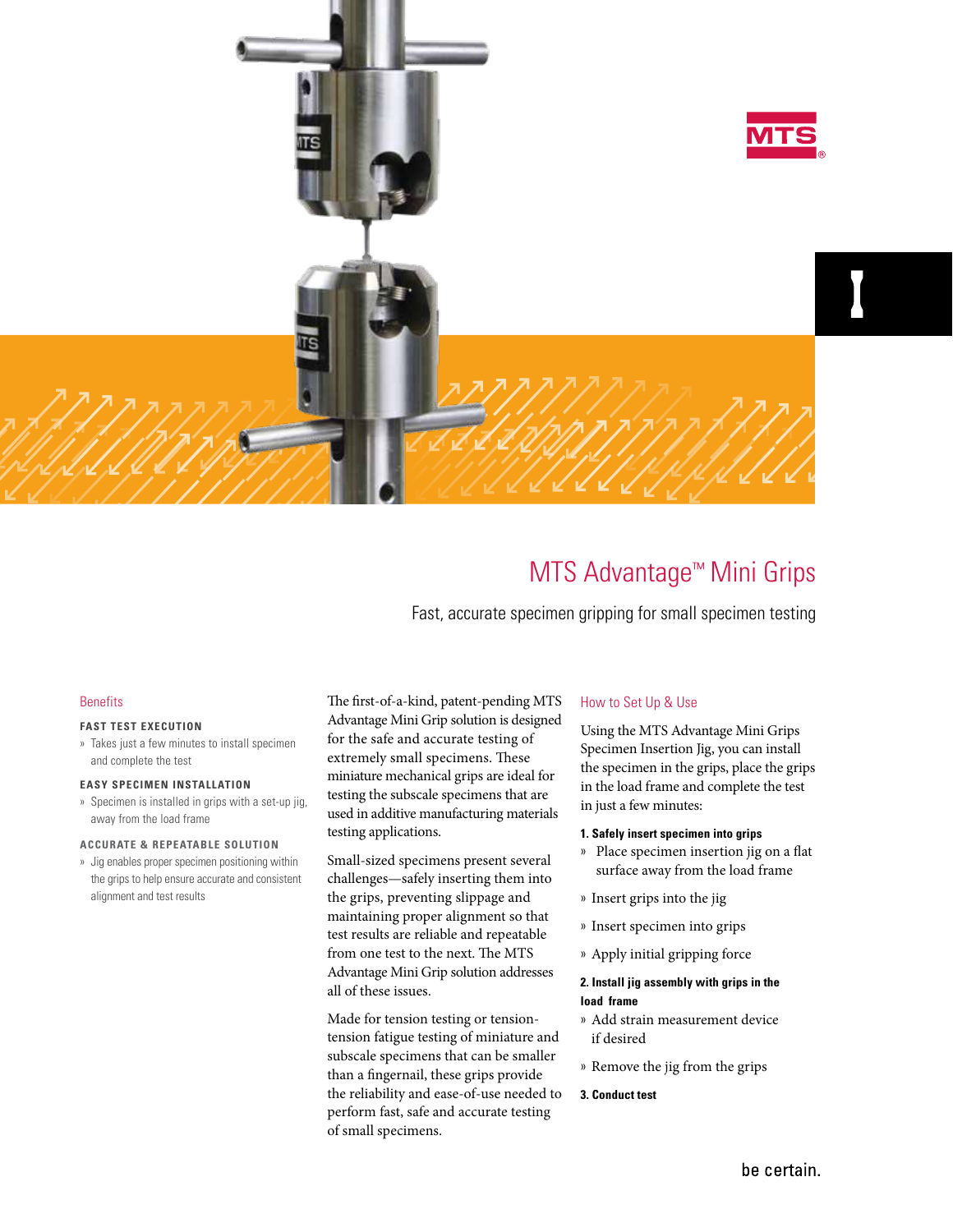# MTS Advantage™ Mini Grips

Fast, accurate specimen gripping for small specimen testing

## Benefits

**FAST TEST EXECUTION**

» Takes just a few minutes to install specimen and complete the test

**EASY SPECIMEN INSTALLATION**

» Specimen is installed in grips with a set-up jig, away from the load frame

**ACCURATE & REPEATABLE SOLUTION**

» Jig enables proper specimen positioning within the grips to help ensure accurate and consistent alignment and test results

The first-of-a-kind, patent-pending MTS Advantage Mini Grip solution is designed for the safe and accurate testing of extremely small specimens. These miniature mechanical grips are ideal for testing the subscale specimens that are used in additive manufacturing materials testing applications.

Small-sized specimens present several challenges—safely inserting them into the grips, preventing slippage and maintaining proper alignment so that test results are reliable and repeatable from one test to the next. The MTS Advantage Mini Grip solution addresses all of these issues.

Made for tension testing or tension-tension fatigue testing of miniature and subscale specimens that can be smaller than a fingernail, these grips provide the reliability and ease-of-use needed to perform fast, safe and accurate testing of small specimens.

## How to Set Up & Use

Using the MTS Advantage Mini Grips Specimen Insertion Jig, you can install the specimen in the grips, place the grips in the load frame and complete the test in just a few minutes:

**1. Safely insert specimen into grips**

» Place specimen insertion jig on a flat surface away from the load frame

» Insert grips into the jig

» Insert specimen into grips

» Apply initial gripping force

**2. Install jig assembly with grips in the load frame**

» Add strain measurement device if desired

» Remove the jig from the grips

**3. Conduct test**

be certain.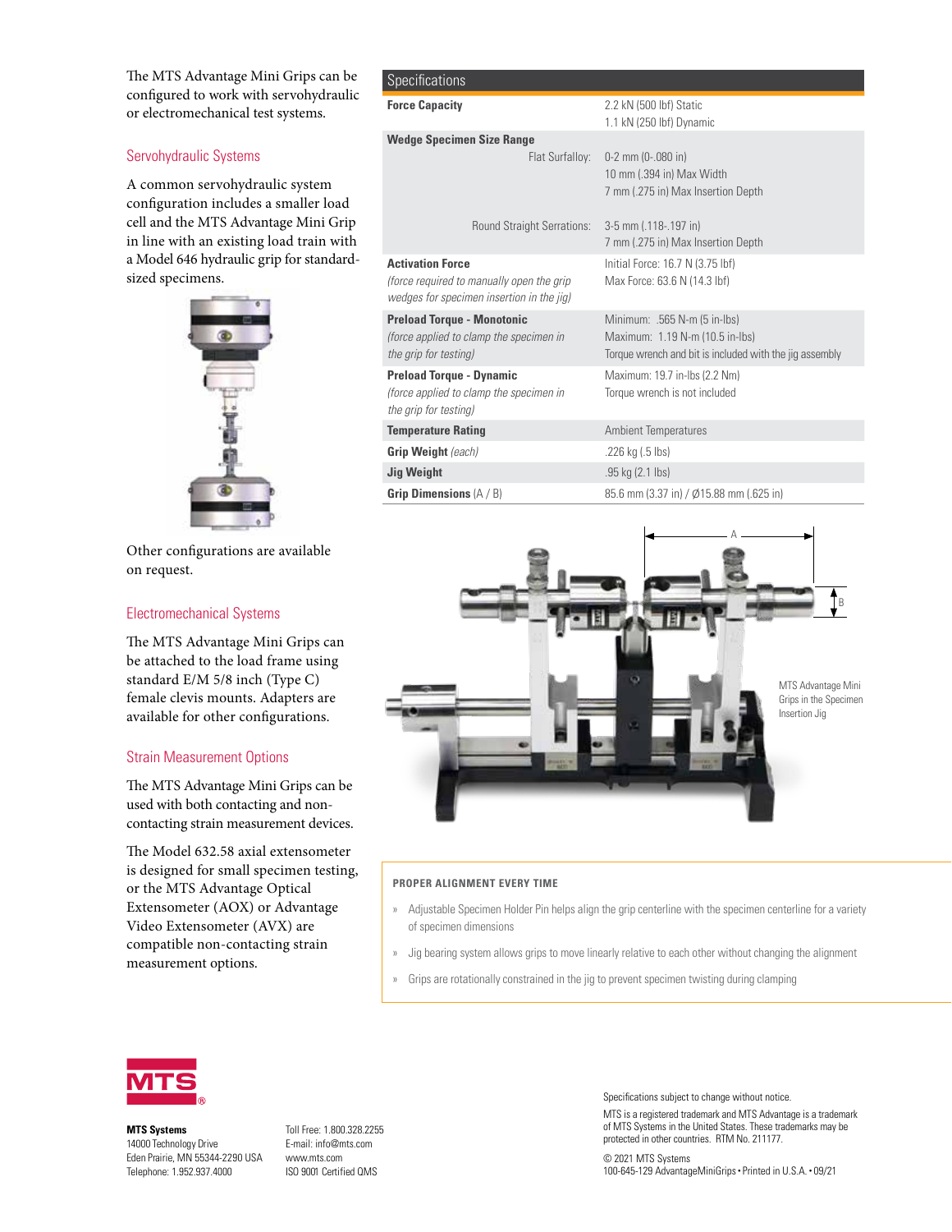The MTS Advantage Mini Grips can be configured to work with servohydraulic or electromechanical test systems.

## Servohydraulic Systems

A common servohydraulic system configuration includes a smaller load cell and the MTS Advantage Mini Grip in line with an existing load train with a Model 646 hydraulic grip for standard-sized specimens.

Other configurations are available on request.

## Electromechanical Systems

The MTS Advantage Mini Grips can be attached to the load frame using standard E/M 5/8 inch (Type C) female clevis mounts. Adapters are available for other configurations.

## Strain Measurement Options

The MTS Advantage Mini Grips can be used with both contacting and non-contacting strain measurement devices.

The Model 632.58 axial extensometer is designed for small specimen testing, or the MTS Advantage Optical Extensometer (AOX) or Advantage Video Extensometer (AVX) are compatible non-contacting strain measurement options.

## Specifications

| | | |
|---|---|---|
| **Force Capacity** | | 2.2 kN (500 lbf) Static<br>1.1 kN (250 lbf) Dynamic |
| **Wedge Specimen Size Range** | Flat Surfalloy: | 0-2 mm (0-.080 in)<br>10 mm (.394 in) Max Width<br>7 mm (.275 in) Max Insertion Depth |
| | Round Straight Serrations: | 3-5 mm (.118-.197 in)<br>7 mm (.275 in) Max Insertion Depth |
| **Activation Force**<br>*(force required to manually open the grip wedges for specimen insertion in the jig)* | | Initial Force: 16.7 N (3.75 lbf)<br>Max Force: 63.6 N (14.3 lbf) |
| **Preload Torque - Monotonic**<br>*(force applied to clamp the specimen in the grip for testing)* | | Minimum: .565 N-m (5 in-lbs)<br>Maximum: 1.19 N-m (10.5 in-lbs)<br>Torque wrench and bit is included with the jig assembly |
| **Preload Torque - Dynamic**<br>*(force applied to clamp the specimen in the grip for testing)* | | Maximum: 19.7 in-lbs (2.2 Nm)<br>Torque wrench is not included |
| **Temperature Rating** | | Ambient Temperatures |
| **Grip Weight** *(each)* | | .226 kg (.5 lbs) |
| **Jig Weight** | | .95 kg (2.1 lbs) |
| **Grip Dimensions** (A / B) | | 85.6 mm (3.37 in) / Ø15.88 mm (.625 in) |

A

B

MTS Advantage Mini Grips in the Specimen Insertion Jig

### PROPER ALIGNMENT EVERY TIME

- Adjustable Specimen Holder Pin helps align the grip centerline with the specimen centerline for a variety of specimen dimensions
- Jig bearing system allows grips to move linearly relative to each other without changing the alignment
- Grips are rotationally constrained in the jig to prevent specimen twisting during clamping

**MTS Systems**
14000 Technology Drive
Eden Prairie, MN 55344-2290 USA
Telephone: 1.952.937.4000

Toll Free: 1.800.328.2255
E-mail: info@mts.com
www.mts.com
ISO 9001 Certified QMS

Specifications subject to change without notice.

MTS is a registered trademark and MTS Advantage is a trademark of MTS Systems in the United States. These trademarks may be protected in other countries. RTM No. 211177.

© 2021 MTS Systems
100-645-129 AdvantageMiniGrips • Printed in U.S.A. • 09/21